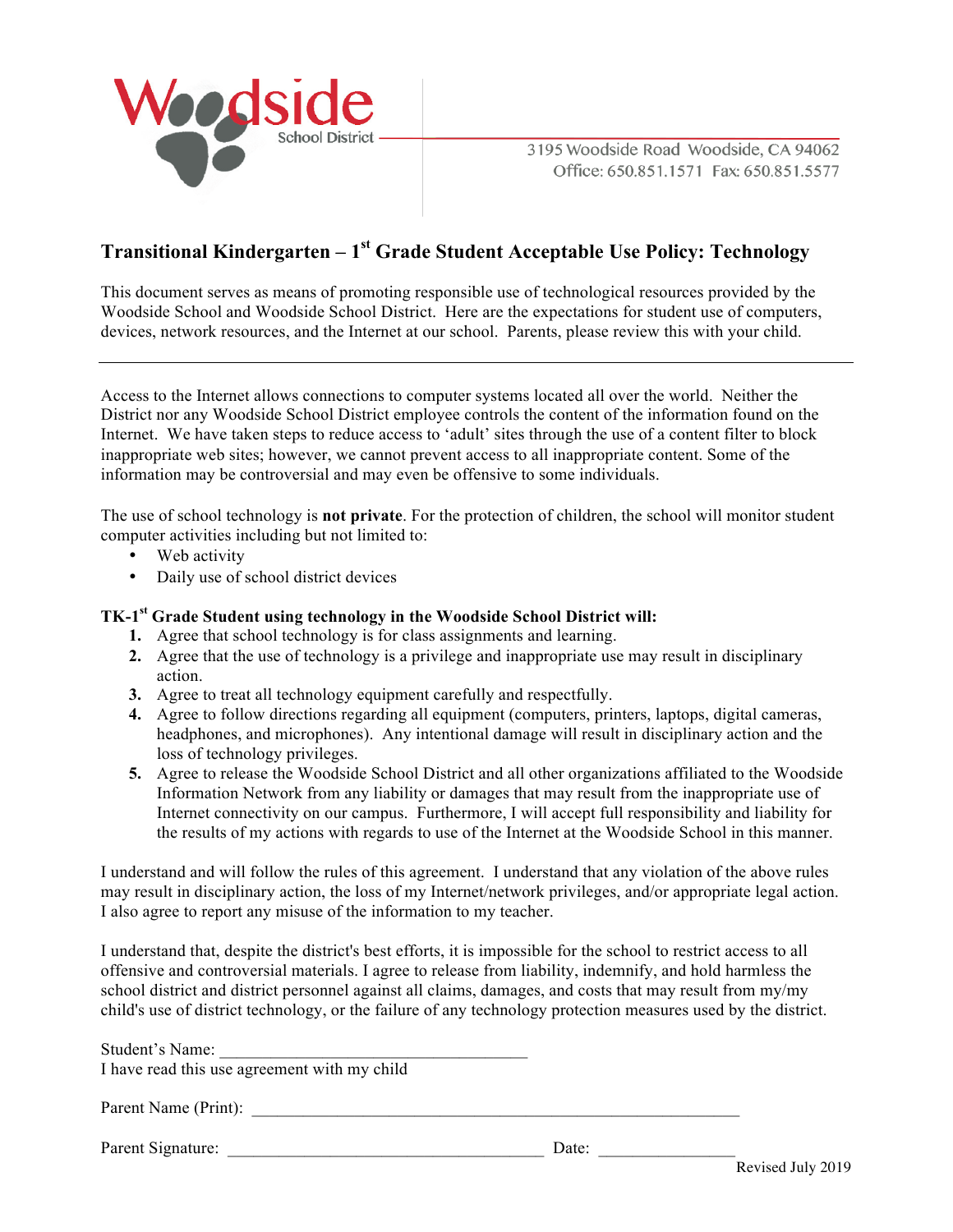Woodside School District

3195 Woodside Road Woodside, CA 94062
Office: 650.851.1571 Fax: 650.851.5577

## Transitional Kindergarten – 1st Grade Student Acceptable Use Policy: Technology

This document serves as means of promoting responsible use of technological resources provided by the Woodside School and Woodside School District. Here are the expectations for student use of computers, devices, network resources, and the Internet at our school. Parents, please review this with your child.

---

Access to the Internet allows connections to computer systems located all over the world. Neither the District nor any Woodside School District employee controls the content of the information found on the Internet. We have taken steps to reduce access to 'adult' sites through the use of a content filter to block inappropriate web sites; however, we cannot prevent access to all inappropriate content. Some of the information may be controversial and may even be offensive to some individuals.

The use of school technology is **not private**. For the protection of children, the school will monitor student computer activities including but not limited to:

- Web activity
- Daily use of school district devices

**TK-1st Grade Student using technology in the Woodside School District will:**

1. Agree that school technology is for class assignments and learning.
2. Agree that the use of technology is a privilege and inappropriate use may result in disciplinary action.
3. Agree to treat all technology equipment carefully and respectfully.
4. Agree to follow directions regarding all equipment (computers, printers, laptops, digital cameras, headphones, and microphones). Any intentional damage will result in disciplinary action and the loss of technology privileges.
5. Agree to release the Woodside School District and all other organizations affiliated to the Woodside Information Network from any liability or damages that may result from the inappropriate use of Internet connectivity on our campus. Furthermore, I will accept full responsibility and liability for the results of my actions with regards to use of the Internet at the Woodside School in this manner.

I understand and will follow the rules of this agreement. I understand that any violation of the above rules may result in disciplinary action, the loss of my Internet/network privileges, and/or appropriate legal action. I also agree to report any misuse of the information to my teacher.

I understand that, despite the district's best efforts, it is impossible for the school to restrict access to all offensive and controversial materials. I agree to release from liability, indemnify, and hold harmless the school district and district personnel against all claims, damages, and costs that may result from my/my child's use of district technology, or the failure of any technology protection measures used by the district.

Student's Name: ____________________________________
I have read this use agreement with my child

Parent Name (Print): ____________________________________________________________

Parent Signature: _____________________________________ Date: ________________

Revised July 2019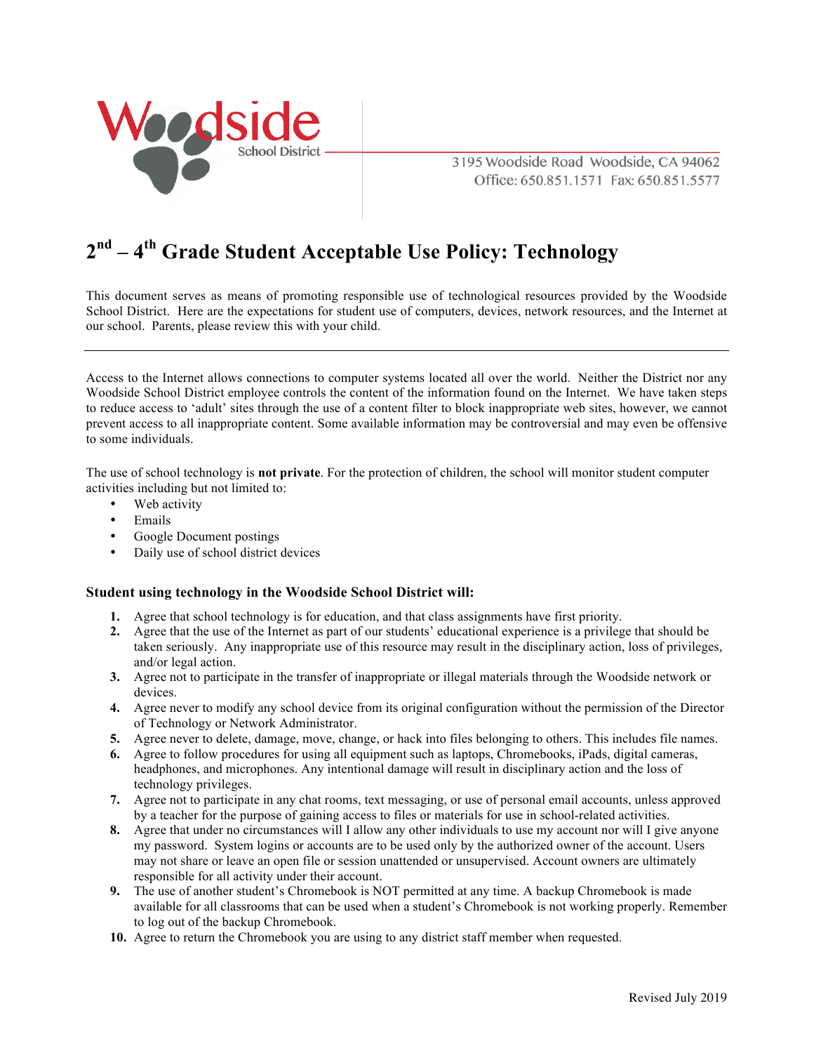Woodside School District

3195 Woodside Road Woodside, CA 94062
Office: 650.851.1571 Fax: 650.851.5577

# 2nd – 4th Grade Student Acceptable Use Policy: Technology

This document serves as means of promoting responsible use of technological resources provided by the Woodside School District. Here are the expectations for student use of computers, devices, network resources, and the Internet at our school. Parents, please review this with your child.

---

Access to the Internet allows connections to computer systems located all over the world. Neither the District nor any Woodside School District employee controls the content of the information found on the Internet. We have taken steps to reduce access to 'adult' sites through the use of a content filter to block inappropriate web sites, however, we cannot prevent access to all inappropriate content. Some available information may be controversial and may even be offensive to some individuals.

The use of school technology is **not private**. For the protection of children, the school will monitor student computer activities including but not limited to:

- Web activity
- Emails
- Google Document postings
- Daily use of school district devices

### Student using technology in the Woodside School District will:

1. Agree that school technology is for education, and that class assignments have first priority.
2. Agree that the use of the Internet as part of our students' educational experience is a privilege that should be taken seriously. Any inappropriate use of this resource may result in the disciplinary action, loss of privileges, and/or legal action.
3. Agree not to participate in the transfer of inappropriate or illegal materials through the Woodside network or devices.
4. Agree never to modify any school device from its original configuration without the permission of the Director of Technology or Network Administrator.
5. Agree never to delete, damage, move, change, or hack into files belonging to others. This includes file names.
6. Agree to follow procedures for using all equipment such as laptops, Chromebooks, iPads, digital cameras, headphones, and microphones. Any intentional damage will result in disciplinary action and the loss of technology privileges.
7. Agree not to participate in any chat rooms, text messaging, or use of personal email accounts, unless approved by a teacher for the purpose of gaining access to files or materials for use in school-related activities.
8. Agree that under no circumstances will I allow any other individuals to use my account nor will I give anyone my password. System logins or accounts are to be used only by the authorized owner of the account. Users may not share or leave an open file or session unattended or unsupervised. Account owners are ultimately responsible for all activity under their account.
9. The use of another student's Chromebook is NOT permitted at any time. A backup Chromebook is made available for all classrooms that can be used when a student's Chromebook is not working properly. Remember to log out of the backup Chromebook.
10. Agree to return the Chromebook you are using to any district staff member when requested.

Revised July 2019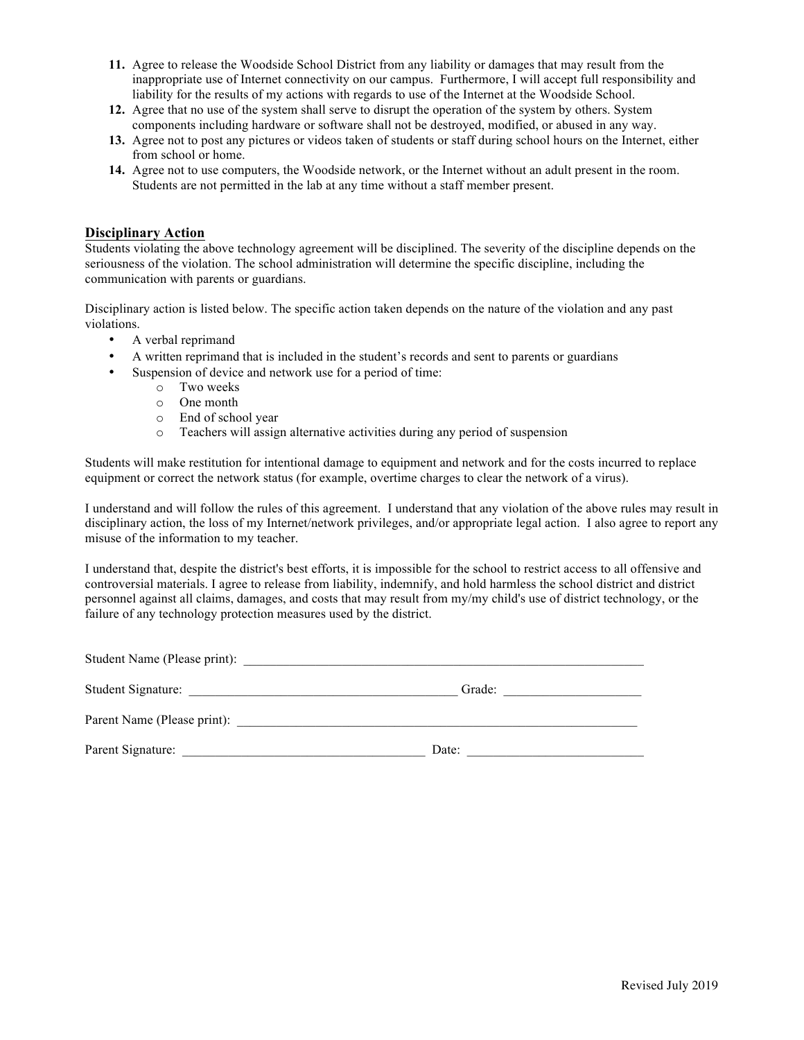11. Agree to release the Woodside School District from any liability or damages that may result from the inappropriate use of Internet connectivity on our campus. Furthermore, I will accept full responsibility and liability for the results of my actions with regards to use of the Internet at the Woodside School.
12. Agree that no use of the system shall serve to disrupt the operation of the system by others. System components including hardware or software shall not be destroyed, modified, or abused in any way.
13. Agree not to post any pictures or videos taken of students or staff during school hours on the Internet, either from school or home.
14. Agree not to use computers, the Woodside network, or the Internet without an adult present in the room. Students are not permitted in the lab at any time without a staff member present.

## Disciplinary Action

Students violating the above technology agreement will be disciplined. The severity of the discipline depends on the seriousness of the violation. The school administration will determine the specific discipline, including the communication with parents or guardians.

Disciplinary action is listed below. The specific action taken depends on the nature of the violation and any past violations.

- A verbal reprimand
- A written reprimand that is included in the student's records and sent to parents or guardians
- Suspension of device and network use for a period of time:
    - Two weeks
    - One month
    - End of school year
    - Teachers will assign alternative activities during any period of suspension

Students will make restitution for intentional damage to equipment and network and for the costs incurred to replace equipment or correct the network status (for example, overtime charges to clear the network of a virus).

I understand and will follow the rules of this agreement. I understand that any violation of the above rules may result in disciplinary action, the loss of my Internet/network privileges, and/or appropriate legal action. I also agree to report any misuse of the information to my teacher.

I understand that, despite the district's best efforts, it is impossible for the school to restrict access to all offensive and controversial materials. I agree to release from liability, indemnify, and hold harmless the school district and district personnel against all claims, damages, and costs that may result from my/my child's use of district technology, or the failure of any technology protection measures used by the district.

Student Name (Please print): ______________________________________________________________

Student Signature: ________________________________________ Grade: ____________________

Parent Name (Please print): ______________________________________________________________

Parent Signature: ____________________________________ Date: __________________________

Revised July 2019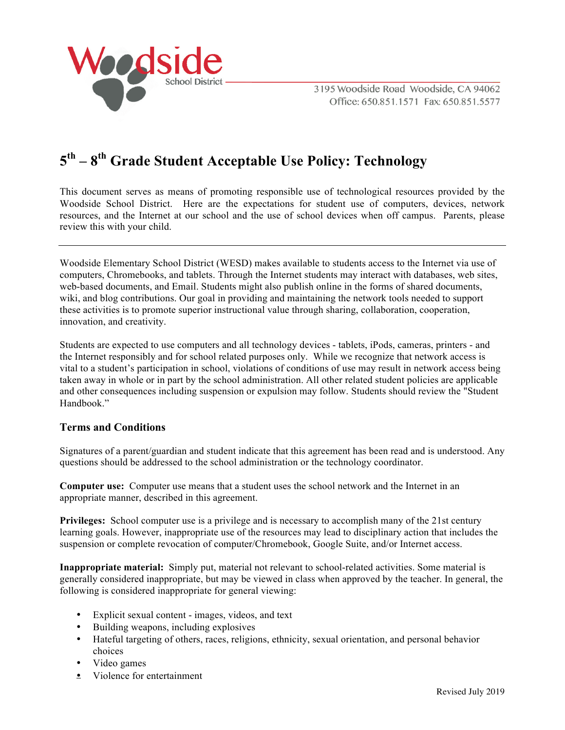Woodside School District

3195 Woodside Road Woodside, CA 94062
Office: 650.851.1571 Fax: 650.851.5577

# 5th – 8th Grade Student Acceptable Use Policy: Technology

This document serves as means of promoting responsible use of technological resources provided by the Woodside School District. Here are the expectations for student use of computers, devices, network resources, and the Internet at our school and the use of school devices when off campus. Parents, please review this with your child.

---

Woodside Elementary School District (WESD) makes available to students access to the Internet via use of computers, Chromebooks, and tablets. Through the Internet students may interact with databases, web sites, web-based documents, and Email. Students might also publish online in the forms of shared documents, wiki, and blog contributions. Our goal in providing and maintaining the network tools needed to support these activities is to promote superior instructional value through sharing, collaboration, cooperation, innovation, and creativity.

Students are expected to use computers and all technology devices - tablets, iPods, cameras, printers - and the Internet responsibly and for school related purposes only. While we recognize that network access is vital to a student's participation in school, violations of conditions of use may result in network access being taken away in whole or in part by the school administration. All other related student policies are applicable and other consequences including suspension or expulsion may follow. Students should review the "Student Handbook."

### Terms and Conditions

Signatures of a parent/guardian and student indicate that this agreement has been read and is understood. Any questions should be addressed to the school administration or the technology coordinator.

**Computer use:** Computer use means that a student uses the school network and the Internet in an appropriate manner, described in this agreement.

**Privileges:** School computer use is a privilege and is necessary to accomplish many of the 21st century learning goals. However, inappropriate use of the resources may lead to disciplinary action that includes the suspension or complete revocation of computer/Chromebook, Google Suite, and/or Internet access.

**Inappropriate material:** Simply put, material not relevant to school-related activities. Some material is generally considered inappropriate, but may be viewed in class when approved by the teacher. In general, the following is considered inappropriate for general viewing:

- Explicit sexual content - images, videos, and text
- Building weapons, including explosives
- Hateful targeting of others, races, religions, ethnicity, sexual orientation, and personal behavior choices
- Video games
- Violence for entertainment

Revised July 2019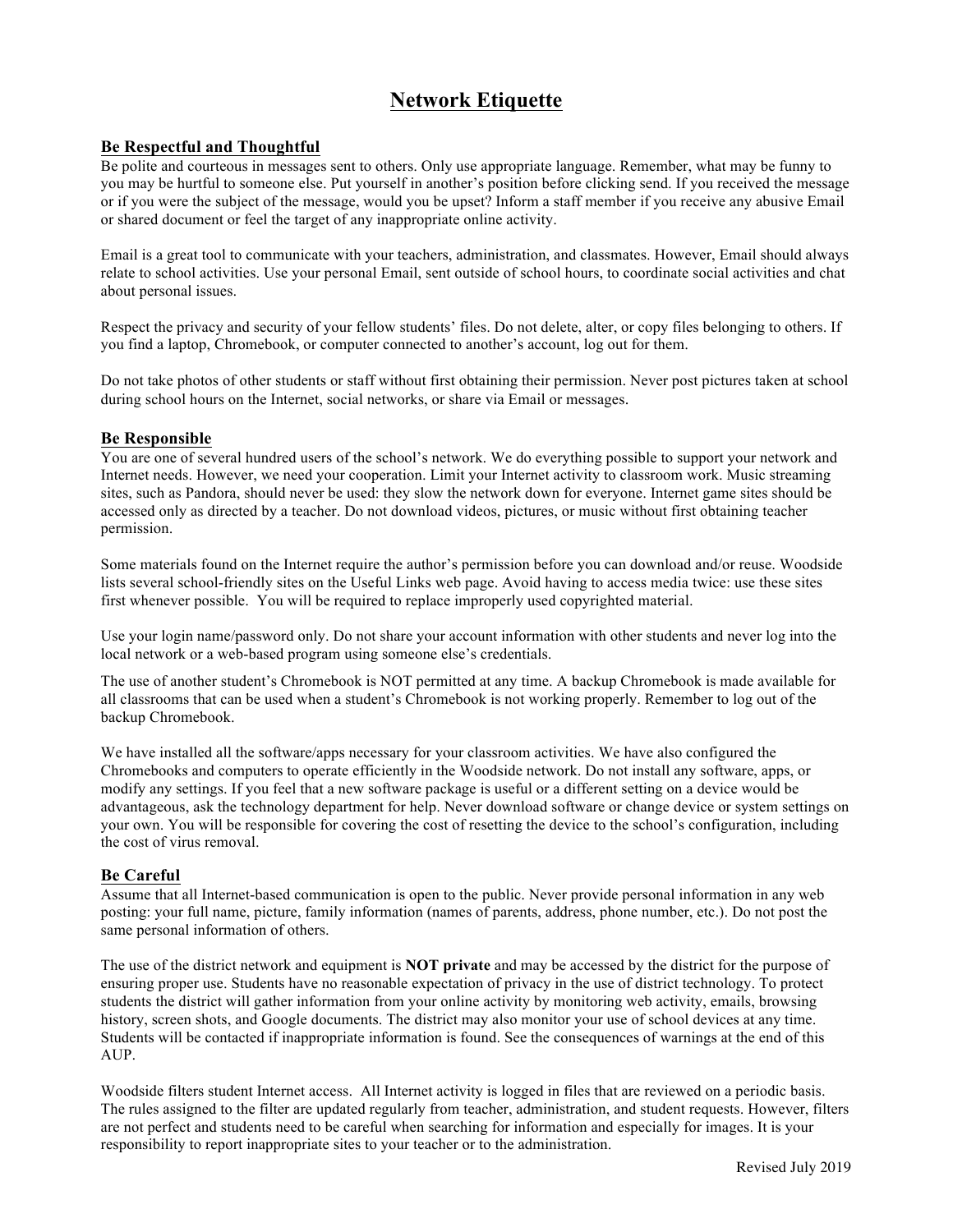# Network Etiquette

## Be Respectful and Thoughtful

Be polite and courteous in messages sent to others. Only use appropriate language. Remember, what may be funny to you may be hurtful to someone else. Put yourself in another's position before clicking send. If you received the message or if you were the subject of the message, would you be upset? Inform a staff member if you receive any abusive Email or shared document or feel the target of any inappropriate online activity.

Email is a great tool to communicate with your teachers, administration, and classmates. However, Email should always relate to school activities. Use your personal Email, sent outside of school hours, to coordinate social activities and chat about personal issues.

Respect the privacy and security of your fellow students' files. Do not delete, alter, or copy files belonging to others. If you find a laptop, Chromebook, or computer connected to another's account, log out for them.

Do not take photos of other students or staff without first obtaining their permission. Never post pictures taken at school during school hours on the Internet, social networks, or share via Email or messages.

## Be Responsible

You are one of several hundred users of the school's network. We do everything possible to support your network and Internet needs. However, we need your cooperation. Limit your Internet activity to classroom work. Music streaming sites, such as Pandora, should never be used: they slow the network down for everyone. Internet game sites should be accessed only as directed by a teacher. Do not download videos, pictures, or music without first obtaining teacher permission.

Some materials found on the Internet require the author's permission before you can download and/or reuse. Woodside lists several school-friendly sites on the Useful Links web page. Avoid having to access media twice: use these sites first whenever possible. You will be required to replace improperly used copyrighted material.

Use your login name/password only. Do not share your account information with other students and never log into the local network or a web-based program using someone else's credentials.

The use of another student's Chromebook is NOT permitted at any time. A backup Chromebook is made available for all classrooms that can be used when a student's Chromebook is not working properly. Remember to log out of the backup Chromebook.

We have installed all the software/apps necessary for your classroom activities. We have also configured the Chromebooks and computers to operate efficiently in the Woodside network. Do not install any software, apps, or modify any settings. If you feel that a new software package is useful or a different setting on a device would be advantageous, ask the technology department for help. Never download software or change device or system settings on your own. You will be responsible for covering the cost of resetting the device to the school's configuration, including the cost of virus removal.

## Be Careful

Assume that all Internet-based communication is open to the public. Never provide personal information in any web posting: your full name, picture, family information (names of parents, address, phone number, etc.). Do not post the same personal information of others.

The use of the district network and equipment is **NOT private** and may be accessed by the district for the purpose of ensuring proper use. Students have no reasonable expectation of privacy in the use of district technology. To protect students the district will gather information from your online activity by monitoring web activity, emails, browsing history, screen shots, and Google documents. The district may also monitor your use of school devices at any time. Students will be contacted if inappropriate information is found. See the consequences of warnings at the end of this AUP.

Woodside filters student Internet access. All Internet activity is logged in files that are reviewed on a periodic basis. The rules assigned to the filter are updated regularly from teacher, administration, and student requests. However, filters are not perfect and students need to be careful when searching for information and especially for images. It is your responsibility to report inappropriate sites to your teacher or to the administration.

Revised July 2019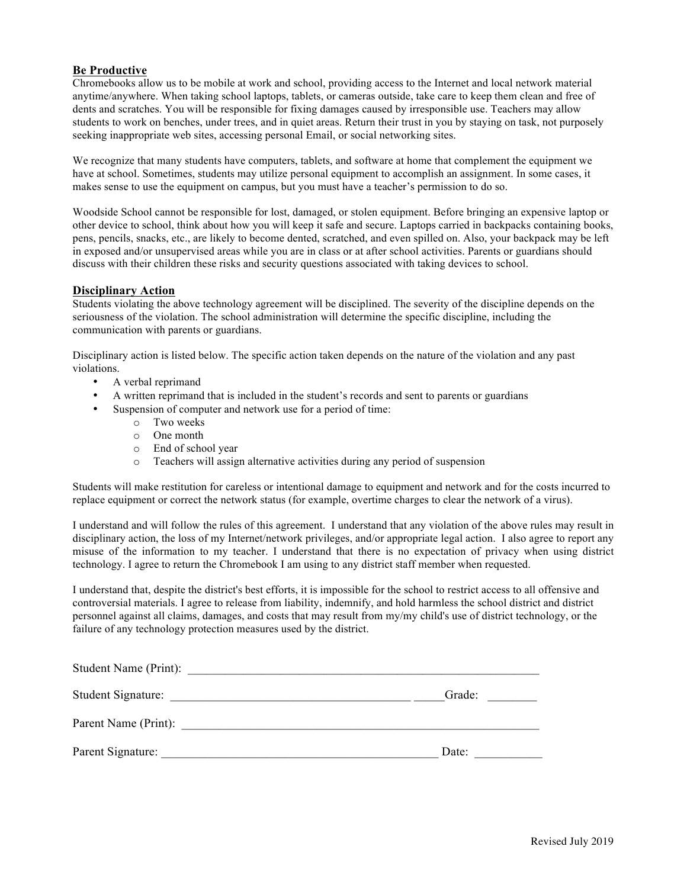## Be Productive

Chromebooks allow us to be mobile at work and school, providing access to the Internet and local network material anytime/anywhere. When taking school laptops, tablets, or cameras outside, take care to keep them clean and free of dents and scratches. You will be responsible for fixing damages caused by irresponsible use. Teachers may allow students to work on benches, under trees, and in quiet areas. Return their trust in you by staying on task, not purposely seeking inappropriate web sites, accessing personal Email, or social networking sites.

We recognize that many students have computers, tablets, and software at home that complement the equipment we have at school. Sometimes, students may utilize personal equipment to accomplish an assignment. In some cases, it makes sense to use the equipment on campus, but you must have a teacher's permission to do so.

Woodside School cannot be responsible for lost, damaged, or stolen equipment. Before bringing an expensive laptop or other device to school, think about how you will keep it safe and secure. Laptops carried in backpacks containing books, pens, pencils, snacks, etc., are likely to become dented, scratched, and even spilled on. Also, your backpack may be left in exposed and/or unsupervised areas while you are in class or at after school activities. Parents or guardians should discuss with their children these risks and security questions associated with taking devices to school.

## Disciplinary Action

Students violating the above technology agreement will be disciplined. The severity of the discipline depends on the seriousness of the violation. The school administration will determine the specific discipline, including the communication with parents or guardians.

Disciplinary action is listed below. The specific action taken depends on the nature of the violation and any past violations.

- A verbal reprimand
- A written reprimand that is included in the student's records and sent to parents or guardians
- Suspension of computer and network use for a period of time:
  - Two weeks
  - One month
  - End of school year
  - Teachers will assign alternative activities during any period of suspension

Students will make restitution for careless or intentional damage to equipment and network and for the costs incurred to replace equipment or correct the network status (for example, overtime charges to clear the network of a virus).

I understand and will follow the rules of this agreement. I understand that any violation of the above rules may result in disciplinary action, the loss of my Internet/network privileges, and/or appropriate legal action. I also agree to report any misuse of the information to my teacher. I understand that there is no expectation of privacy when using district technology. I agree to return the Chromebook I am using to any district staff member when requested.

I understand that, despite the district's best efforts, it is impossible for the school to restrict access to all offensive and controversial materials. I agree to release from liability, indemnify, and hold harmless the school district and district personnel against all claims, damages, and costs that may result from my/my child's use of district technology, or the failure of any technology protection measures used by the district.

Student Name (Print): ____________________________________________________________

Student Signature: __________________________________________ _____Grade: ________

Parent Name (Print): ____________________________________________________________

Parent Signature: ________________________________________________ Date: ___________

Revised July 2019